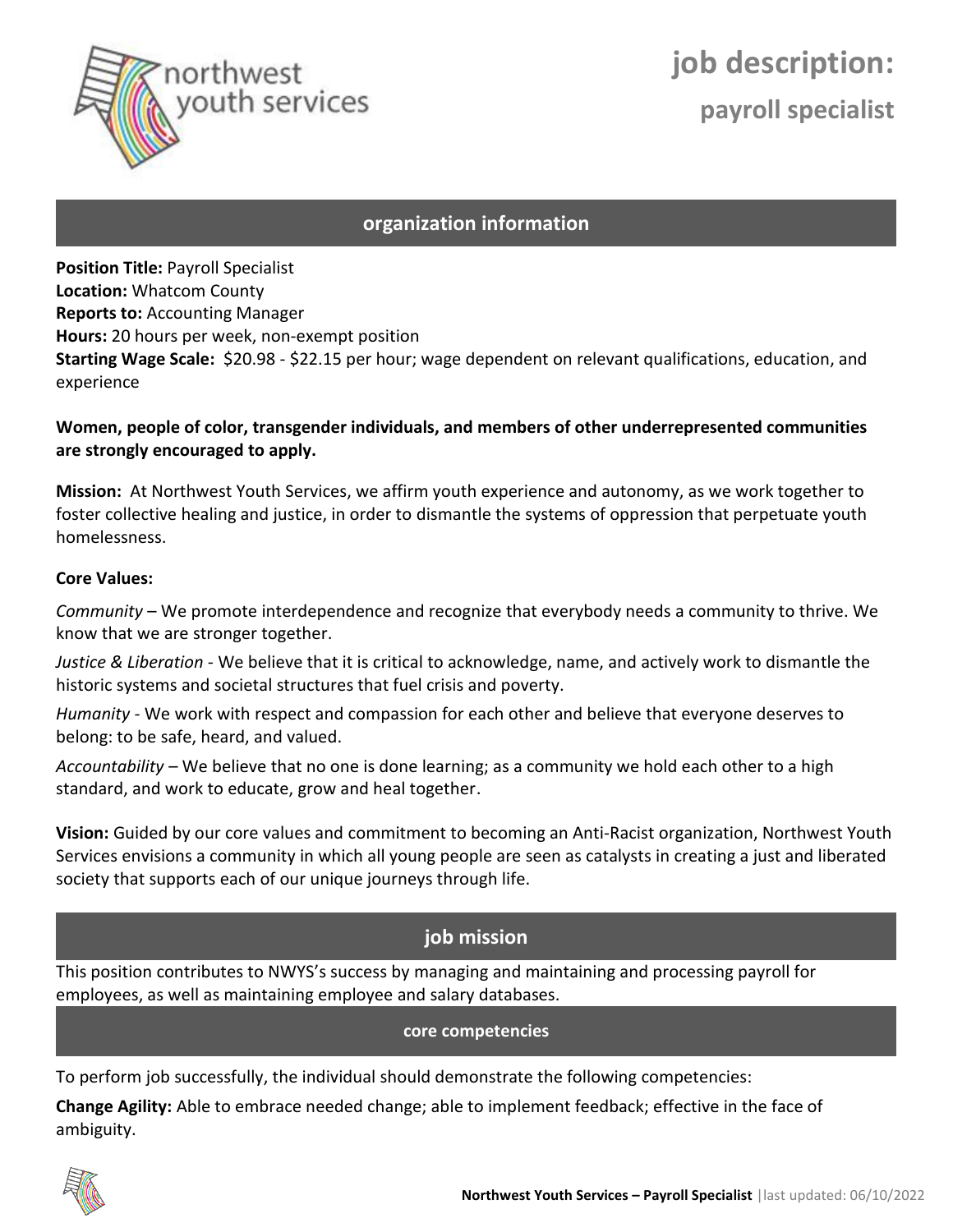# job description:

## payroll specialist

## organization information

**Position Title:** Payroll Specialist
**Location:** Whatcom County
**Reports to:** Accounting Manager
**Hours:** 20 hours per week, non-exempt position
**Starting Wage Scale:** $20.98 - $22.15 per hour; wage dependent on relevant qualifications, education, and experience

**Women, people of color, transgender individuals, and members of other underrepresented communities are strongly encouraged to apply.**

**Mission:** At Northwest Youth Services, we affirm youth experience and autonomy, as we work together to foster collective healing and justice, in order to dismantle the systems of oppression that perpetuate youth homelessness.

**Core Values:**

*Community* – We promote interdependence and recognize that everybody needs a community to thrive. We know that we are stronger together.

*Justice & Liberation* - We believe that it is critical to acknowledge, name, and actively work to dismantle the historic systems and societal structures that fuel crisis and poverty.

*Humanity* - We work with respect and compassion for each other and believe that everyone deserves to belong: to be safe, heard, and valued.

*Accountability* – We believe that no one is done learning; as a community we hold each other to a high standard, and work to educate, grow and heal together.

**Vision:** Guided by our core values and commitment to becoming an Anti-Racist organization, Northwest Youth Services envisions a community in which all young people are seen as catalysts in creating a just and liberated society that supports each of our unique journeys through life.

## job mission

This position contributes to NWYS's success by managing and maintaining and processing payroll for employees, as well as maintaining employee and salary databases.

### core competencies

To perform job successfully, the individual should demonstrate the following competencies:

**Change Agility:** Able to embrace needed change; able to implement feedback; effective in the face of ambiguity.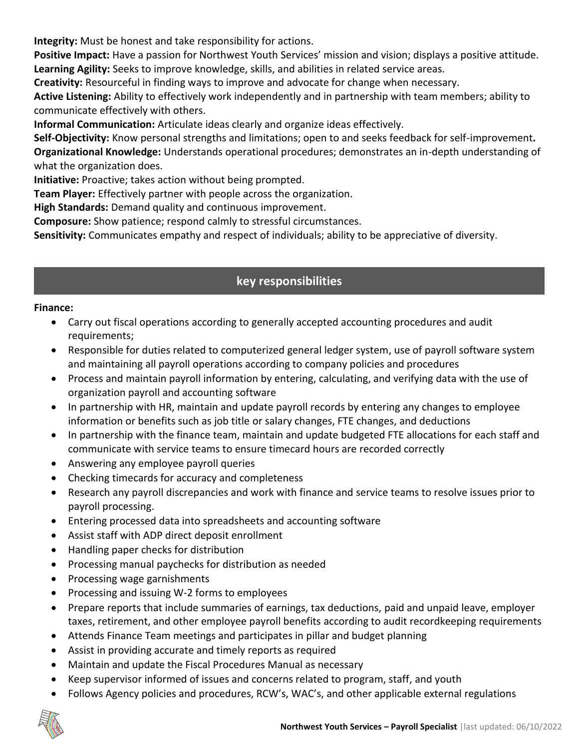**Integrity:** Must be honest and take responsibility for actions.
**Positive Impact:** Have a passion for Northwest Youth Services' mission and vision; displays a positive attitude.
**Learning Agility:** Seeks to improve knowledge, skills, and abilities in related service areas.
**Creativity:** Resourceful in finding ways to improve and advocate for change when necessary.
**Active Listening:** Ability to effectively work independently and in partnership with team members; ability to communicate effectively with others.
**Informal Communication:** Articulate ideas clearly and organize ideas effectively.
**Self-Objectivity:** Know personal strengths and limitations; open to and seeks feedback for self-improvement**.**
**Organizational Knowledge:** Understands operational procedures; demonstrates an in-depth understanding of what the organization does.
**Initiative:** Proactive; takes action without being prompted.
**Team Player:** Effectively partner with people across the organization.
**High Standards:** Demand quality and continuous improvement.
**Composure:** Show patience; respond calmly to stressful circumstances.
**Sensitivity:** Communicates empathy and respect of individuals; ability to be appreciative of diversity.

## key responsibilities

**Finance:**

- Carry out fiscal operations according to generally accepted accounting procedures and audit requirements;
- Responsible for duties related to computerized general ledger system, use of payroll software system and maintaining all payroll operations according to company policies and procedures
- Process and maintain payroll information by entering, calculating, and verifying data with the use of organization payroll and accounting software
- In partnership with HR, maintain and update payroll records by entering any changes to employee information or benefits such as job title or salary changes, FTE changes, and deductions
- In partnership with the finance team, maintain and update budgeted FTE allocations for each staff and communicate with service teams to ensure timecard hours are recorded correctly
- Answering any employee payroll queries
- Checking timecards for accuracy and completeness
- Research any payroll discrepancies and work with finance and service teams to resolve issues prior to payroll processing.
- Entering processed data into spreadsheets and accounting software
- Assist staff with ADP direct deposit enrollment
- Handling paper checks for distribution
- Processing manual paychecks for distribution as needed
- Processing wage garnishments
- Processing and issuing W-2 forms to employees
- Prepare reports that include summaries of earnings, tax deductions, paid and unpaid leave, employer taxes, retirement, and other employee payroll benefits according to audit recordkeeping requirements
- Attends Finance Team meetings and participates in pillar and budget planning
- Assist in providing accurate and timely reports as required
- Maintain and update the Fiscal Procedures Manual as necessary
- Keep supervisor informed of issues and concerns related to program, staff, and youth
- Follows Agency policies and procedures, RCW's, WAC's, and other applicable external regulations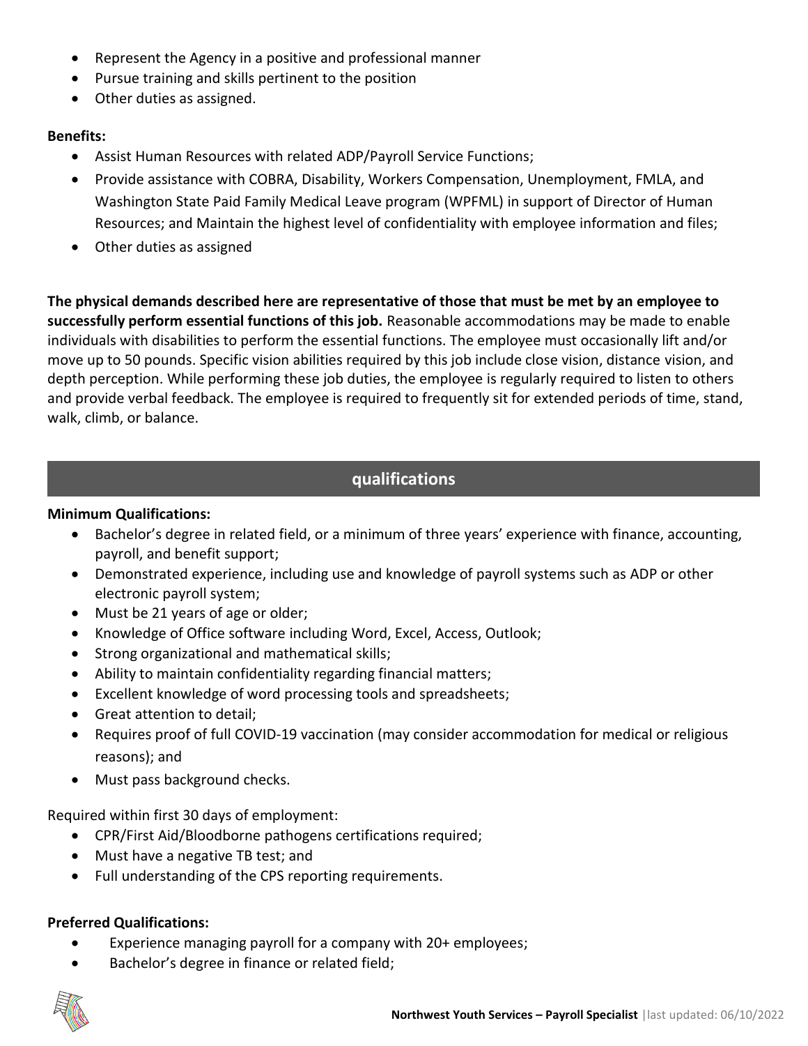- Represent the Agency in a positive and professional manner
- Pursue training and skills pertinent to the position
- Other duties as assigned.

**Benefits:**

- Assist Human Resources with related ADP/Payroll Service Functions;
- Provide assistance with COBRA, Disability, Workers Compensation, Unemployment, FMLA, and Washington State Paid Family Medical Leave program (WPFML) in support of Director of Human Resources; and Maintain the highest level of confidentiality with employee information and files;
- Other duties as assigned

**The physical demands described here are representative of those that must be met by an employee to successfully perform essential functions of this job.** Reasonable accommodations may be made to enable individuals with disabilities to perform the essential functions. The employee must occasionally lift and/or move up to 50 pounds. Specific vision abilities required by this job include close vision, distance vision, and depth perception. While performing these job duties, the employee is regularly required to listen to others and provide verbal feedback. The employee is required to frequently sit for extended periods of time, stand, walk, climb, or balance.

## qualifications

**Minimum Qualifications:**

- Bachelor's degree in related field, or a minimum of three years' experience with finance, accounting, payroll, and benefit support;
- Demonstrated experience, including use and knowledge of payroll systems such as ADP or other electronic payroll system;
- Must be 21 years of age or older;
- Knowledge of Office software including Word, Excel, Access, Outlook;
- Strong organizational and mathematical skills;
- Ability to maintain confidentiality regarding financial matters;
- Excellent knowledge of word processing tools and spreadsheets;
- Great attention to detail;
- Requires proof of full COVID-19 vaccination (may consider accommodation for medical or religious reasons); and
- Must pass background checks.

Required within first 30 days of employment:

- CPR/First Aid/Bloodborne pathogens certifications required;
- Must have a negative TB test; and
- Full understanding of the CPS reporting requirements.

**Preferred Qualifications:**

- Experience managing payroll for a company with 20+ employees;
- Bachelor's degree in finance or related field;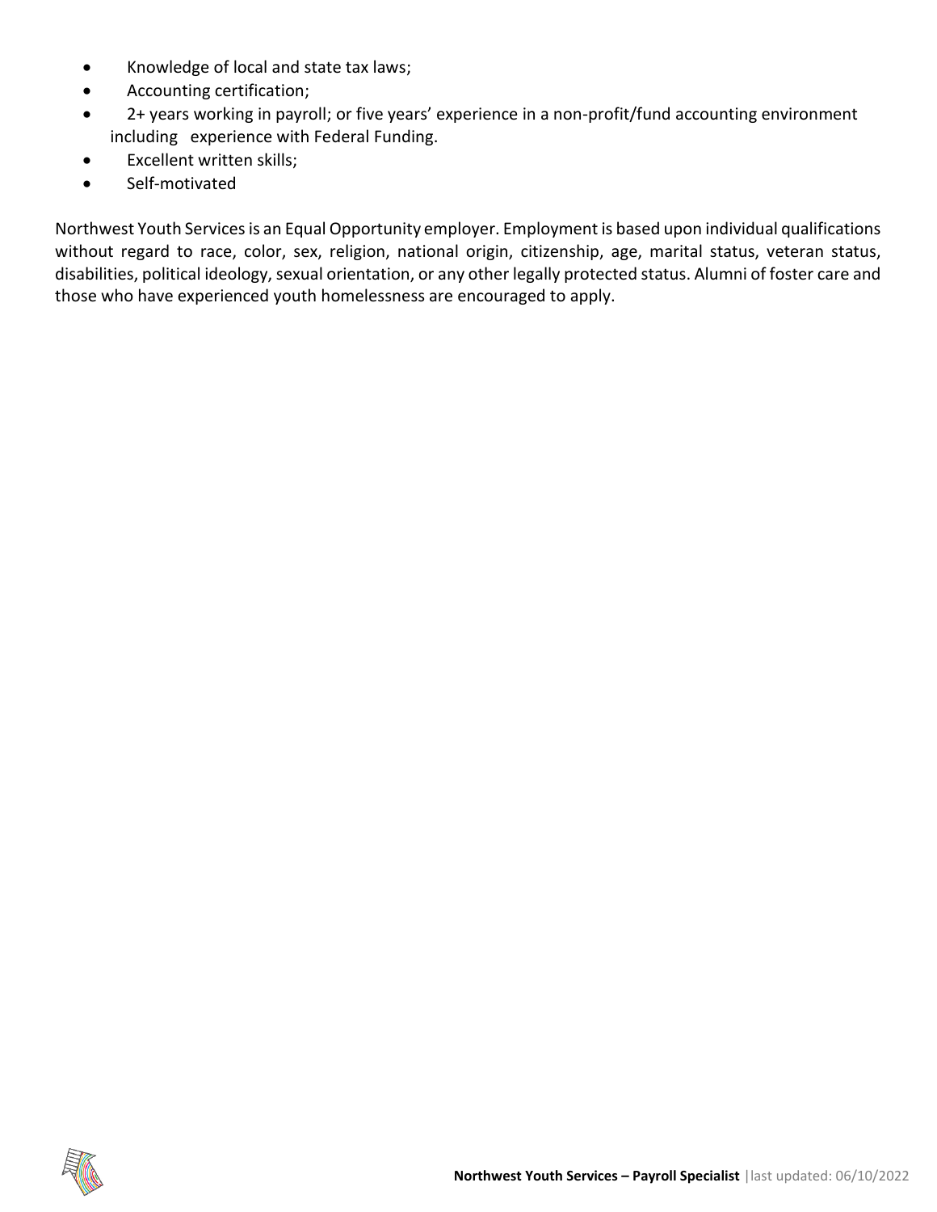- Knowledge of local and state tax laws;
- Accounting certification;
- 2+ years working in payroll; or five years' experience in a non-profit/fund accounting environment including experience with Federal Funding.
- Excellent written skills;
- Self-motivated

Northwest Youth Services is an Equal Opportunity employer. Employment is based upon individual qualifications without regard to race, color, sex, religion, national origin, citizenship, age, marital status, veteran status, disabilities, political ideology, sexual orientation, or any other legally protected status. Alumni of foster care and those who have experienced youth homelessness are encouraged to apply.